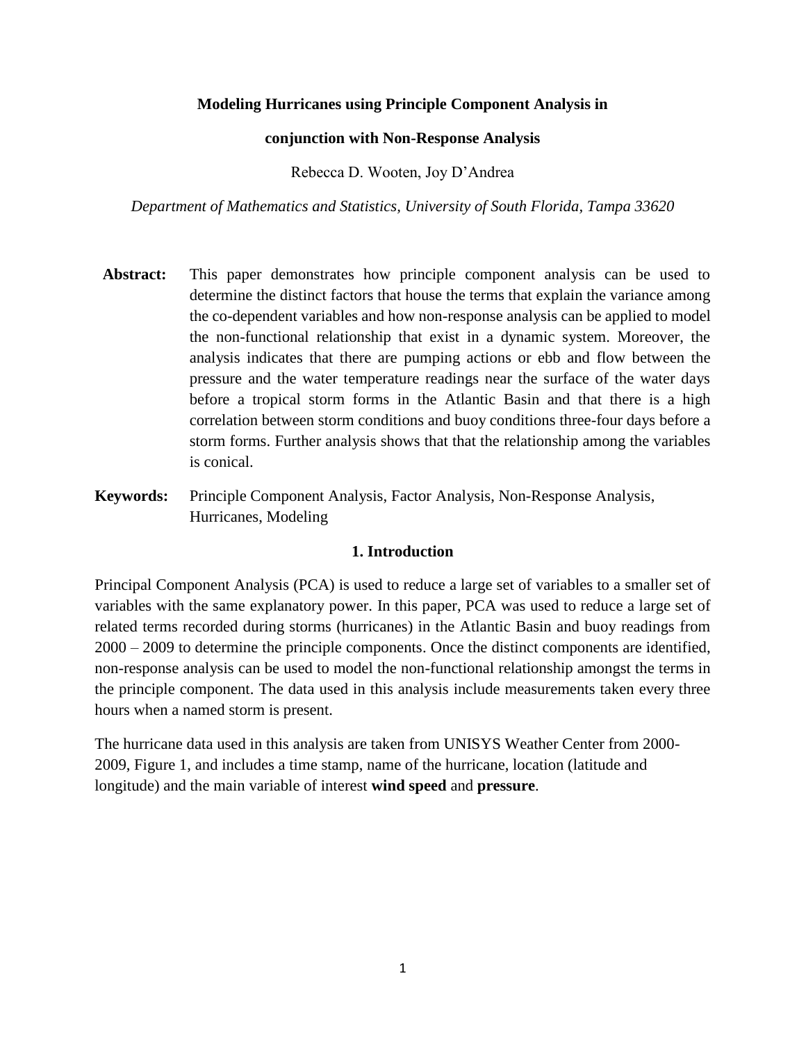# Modeling Hurricanes using Principle Component Analysis in conjunction with Non-Response Analysis

Rebecca D. Wooten, Joy D'Andrea

*Department of Mathematics and Statistics, University of South Florida, Tampa 33620*

**Abstract:** This paper demonstrates how principle component analysis can be used to determine the distinct factors that house the terms that explain the variance among the co-dependent variables and how non-response analysis can be applied to model the non-functional relationship that exist in a dynamic system. Moreover, the analysis indicates that there are pumping actions or ebb and flow between the pressure and the water temperature readings near the surface of the water days before a tropical storm forms in the Atlantic Basin and that there is a high correlation between storm conditions and buoy conditions three-four days before a storm forms. Further analysis shows that that the relationship among the variables is conical.

**Keywords:** Principle Component Analysis, Factor Analysis, Non-Response Analysis, Hurricanes, Modeling

## 1. Introduction

Principal Component Analysis (PCA) is used to reduce a large set of variables to a smaller set of variables with the same explanatory power. In this paper, PCA was used to reduce a large set of related terms recorded during storms (hurricanes) in the Atlantic Basin and buoy readings from 2000 – 2009 to determine the principle components. Once the distinct components are identified, non-response analysis can be used to model the non-functional relationship amongst the terms in the principle component. The data used in this analysis include measurements taken every three hours when a named storm is present.

The hurricane data used in this analysis are taken from UNISYS Weather Center from 2000-2009, Figure 1, and includes a time stamp, name of the hurricane, location (latitude and longitude) and the main variable of interest **wind speed** and **pressure**.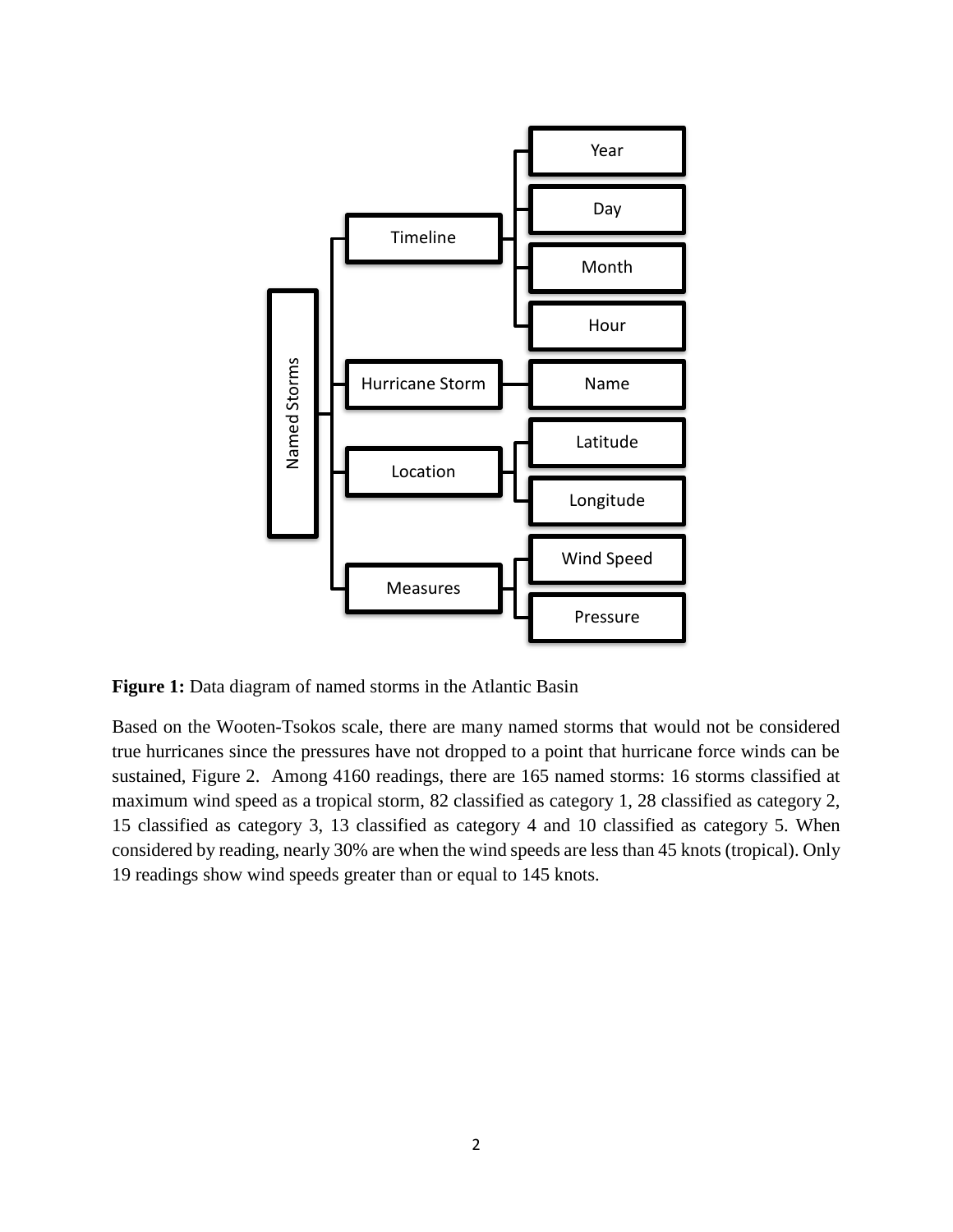Figure 1: Data diagram of named storms in the Atlantic Basin

Based on the Wooten-Tsokos scale, there are many named storms that would not be considered true hurricanes since the pressures have not dropped to a point that hurricane force winds can be sustained, Figure 2. Among 4160 readings, there are 165 named storms: 16 storms classified at maximum wind speed as a tropical storm, 82 classified as category 1, 28 classified as category 2, 15 classified as category 3, 13 classified as category 4 and 10 classified as category 5. When considered by reading, nearly 30% are when the wind speeds are less than 45 knots (tropical). Only 19 readings show wind speeds greater than or equal to 145 knots.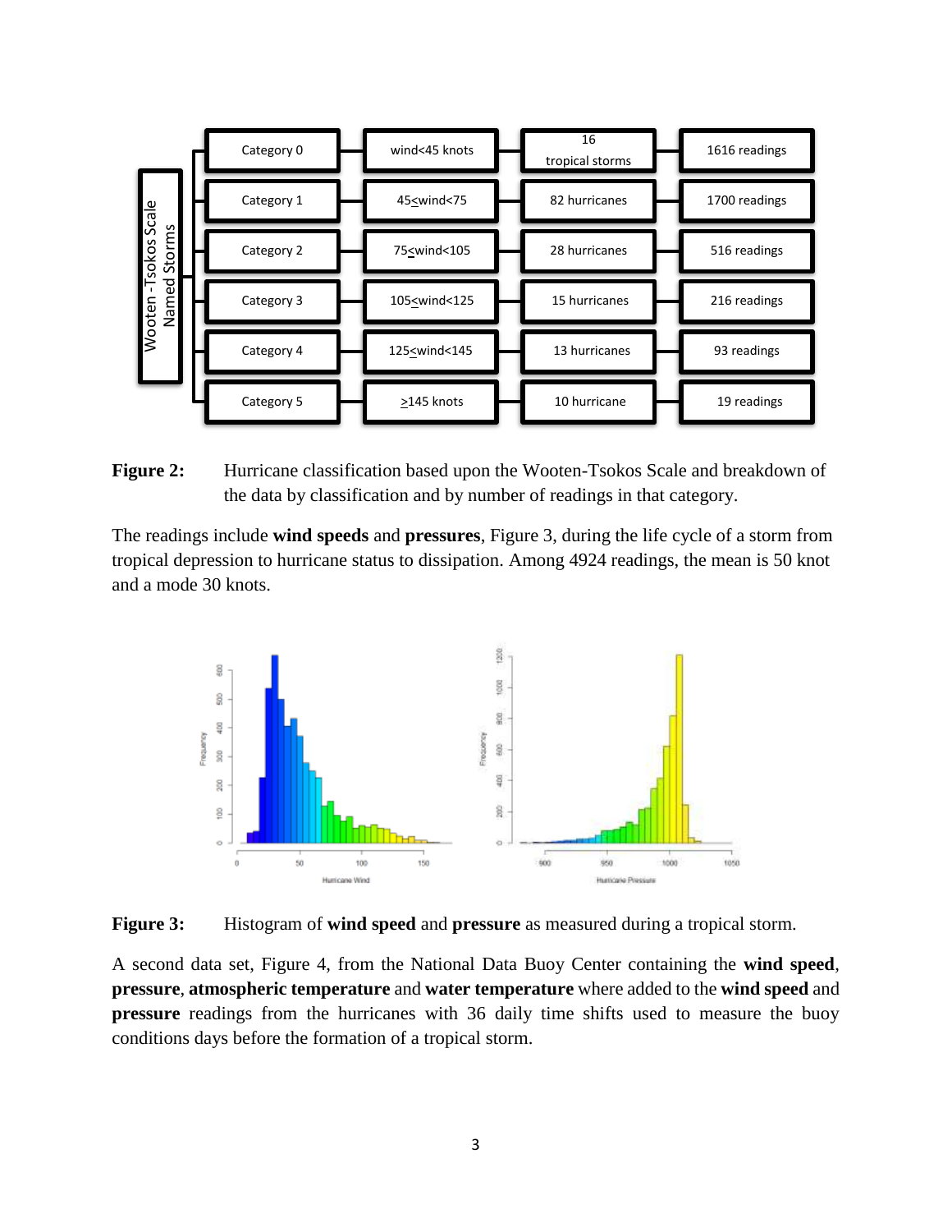| Wooten - Tsokos Scale Named Storms | | | |
|---|---|---|---|
| Category 0 | wind<45 knots | 16 tropical storms | 1616 readings |
| Category 1 | 45≤wind<75 | 82 hurricanes | 1700 readings |
| Category 2 | 75≤wind<105 | 28 hurricanes | 516 readings |
| Category 3 | 105≤wind<125 | 15 hurricanes | 216 readings |
| Category 4 | 125≤wind<145 | 13 hurricanes | 93 readings |
| Category 5 | ≥145 knots | 10 hurricane | 19 readings |

**Figure 2:** Hurricane classification based upon the Wooten-Tsokos Scale and breakdown of the data by classification and by number of readings in that category.

The readings include **wind speeds** and **pressures**, Figure 3, during the life cycle of a storm from tropical depression to hurricane status to dissipation. Among 4924 readings, the mean is 50 knot and a mode 30 knots.

**Figure 3:** Histogram of **wind speed** and **pressure** as measured during a tropical storm.

A second data set, Figure 4, from the National Data Buoy Center containing the **wind speed**, **pressure**, **atmospheric temperature** and **water temperature** where added to the **wind speed** and **pressure** readings from the hurricanes with 36 daily time shifts used to measure the buoy conditions days before the formation of a tropical storm.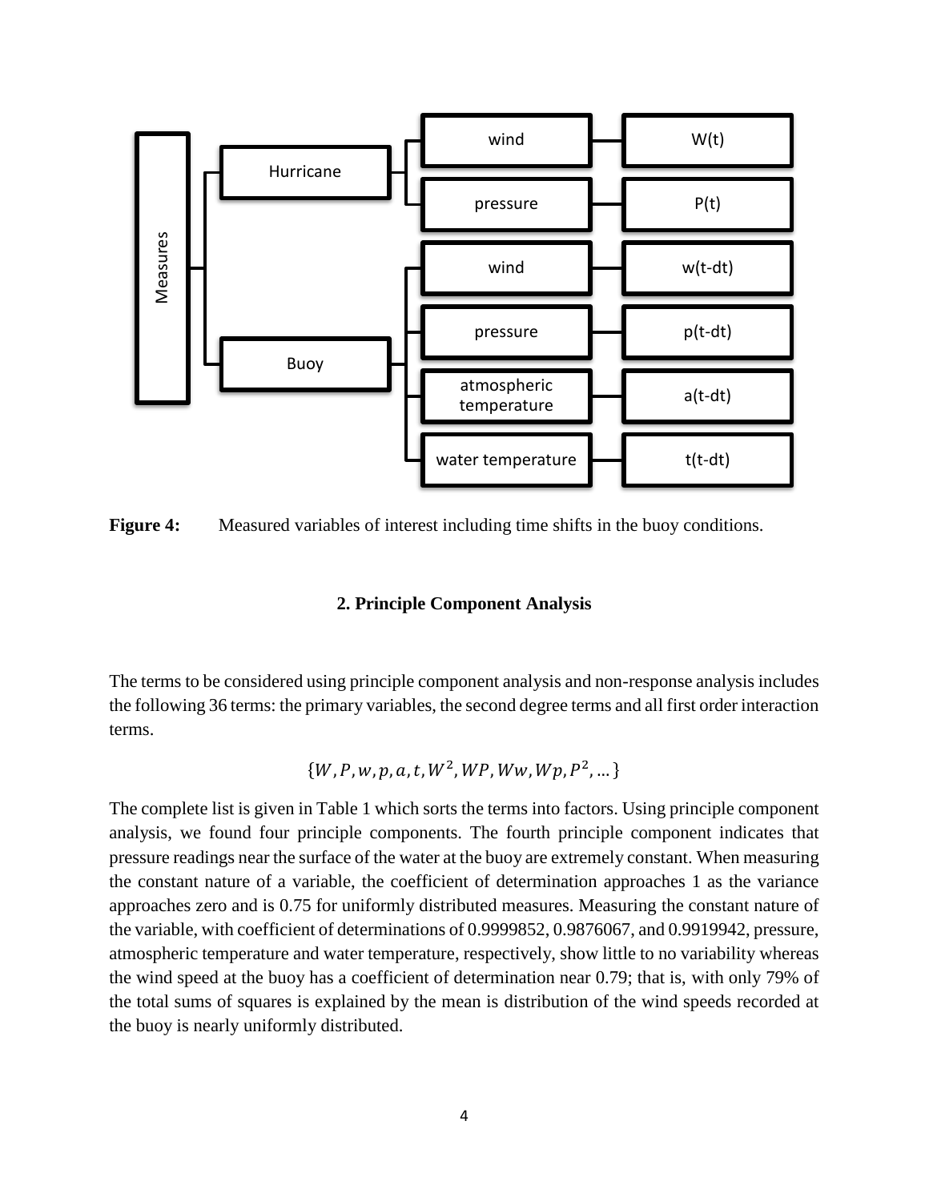**Figure 4:** Measured variables of interest including time shifts in the buoy conditions.

### 2. Principle Component Analysis

The terms to be considered using principle component analysis and non-response analysis includes the following 36 terms: the primary variables, the second degree terms and all first order interaction terms.

$$\{W, P, w, p, a, t, W^2, WP, Ww, Wp, P^2, \ldots\}$$

The complete list is given in Table 1 which sorts the terms into factors. Using principle component analysis, we found four principle components. The fourth principle component indicates that pressure readings near the surface of the water at the buoy are extremely constant. When measuring the constant nature of a variable, the coefficient of determination approaches 1 as the variance approaches zero and is 0.75 for uniformly distributed measures. Measuring the constant nature of the variable, with coefficient of determinations of 0.9999852, 0.9876067, and 0.9919942, pressure, atmospheric temperature and water temperature, respectively, show little to no variability whereas the wind speed at the buoy has a coefficient of determination near 0.79; that is, with only 79% of the total sums of squares is explained by the mean is distribution of the wind speeds recorded at the buoy is nearly uniformly distributed.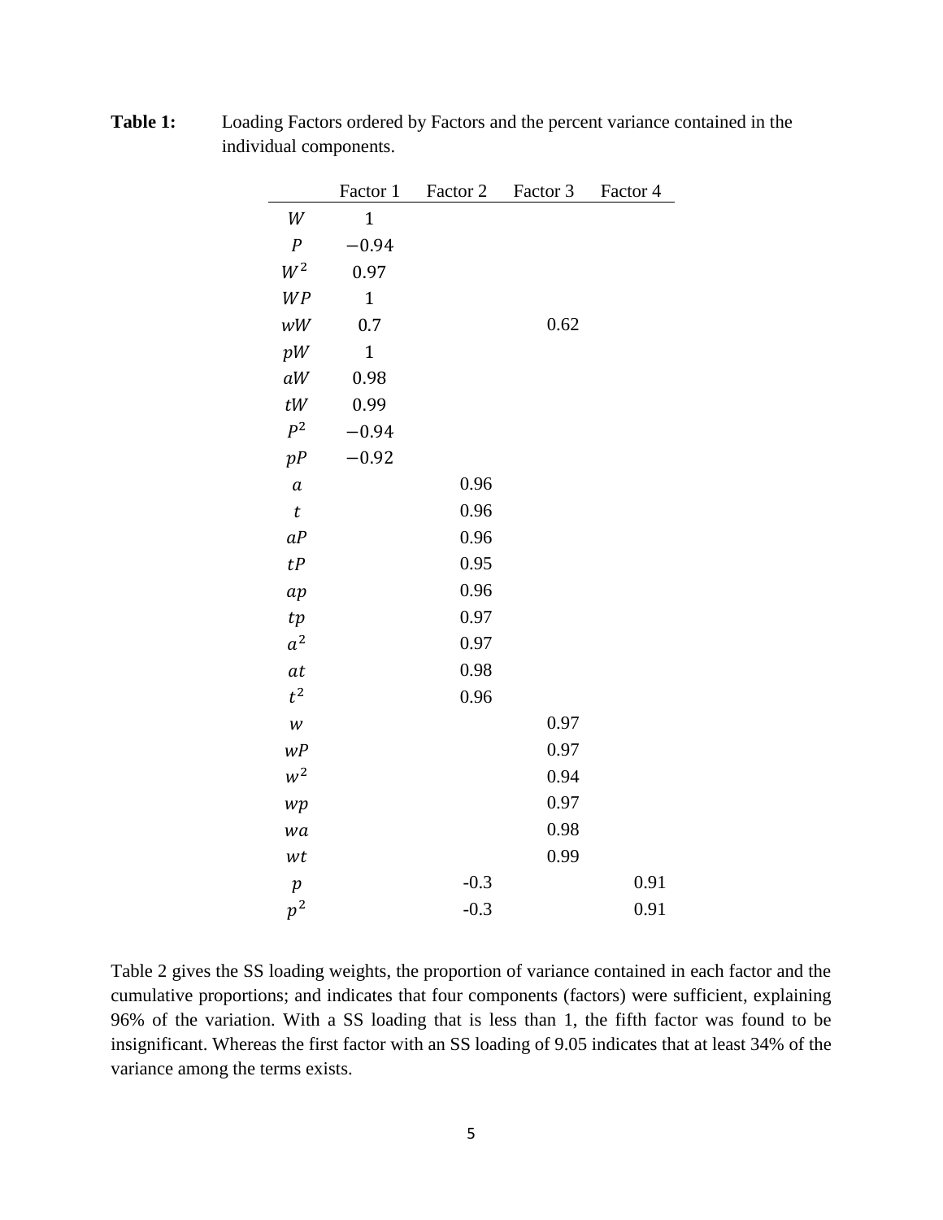**Table 1:** Loading Factors ordered by Factors and the percent variance contained in the individual components.

| | Factor 1 | Factor 2 | Factor 3 | Factor 4 |
|---|---|---|---|---|
| $W$ | $1$ | | | |
| $P$ | $-0.94$ | | | |
| $W^2$ | $0.97$ | | | |
| $WP$ | $1$ | | | |
| $wW$ | $0.7$ | | 0.62 | |
| $pW$ | $1$ | | | |
| $aW$ | $0.98$ | | | |
| $tW$ | $0.99$ | | | |
| $P^2$ | $-0.94$ | | | |
| $pP$ | $-0.92$ | | | |
| $a$ | | 0.96 | | |
| $t$ | | 0.96 | | |
| $aP$ | | 0.96 | | |
| $tP$ | | 0.95 | | |
| $ap$ | | 0.96 | | |
| $tp$ | | 0.97 | | |
| $a^2$ | | 0.97 | | |
| $at$ | | 0.98 | | |
| $t^2$ | | 0.96 | | |
| $w$ | | | 0.97 | |
| $wP$ | | | 0.97 | |
| $w^2$ | | | 0.94 | |
| $wp$ | | | 0.97 | |
| $wa$ | | | 0.98 | |
| $wt$ | | | 0.99 | |
| $p$ | | -0.3 | | 0.91 |
| $p^2$ | | -0.3 | | 0.91 |

Table 2 gives the SS loading weights, the proportion of variance contained in each factor and the cumulative proportions; and indicates that four components (factors) were sufficient, explaining 96% of the variation. With a SS loading that is less than 1, the fifth factor was found to be insignificant. Whereas the first factor with an SS loading of 9.05 indicates that at least 34% of the variance among the terms exists.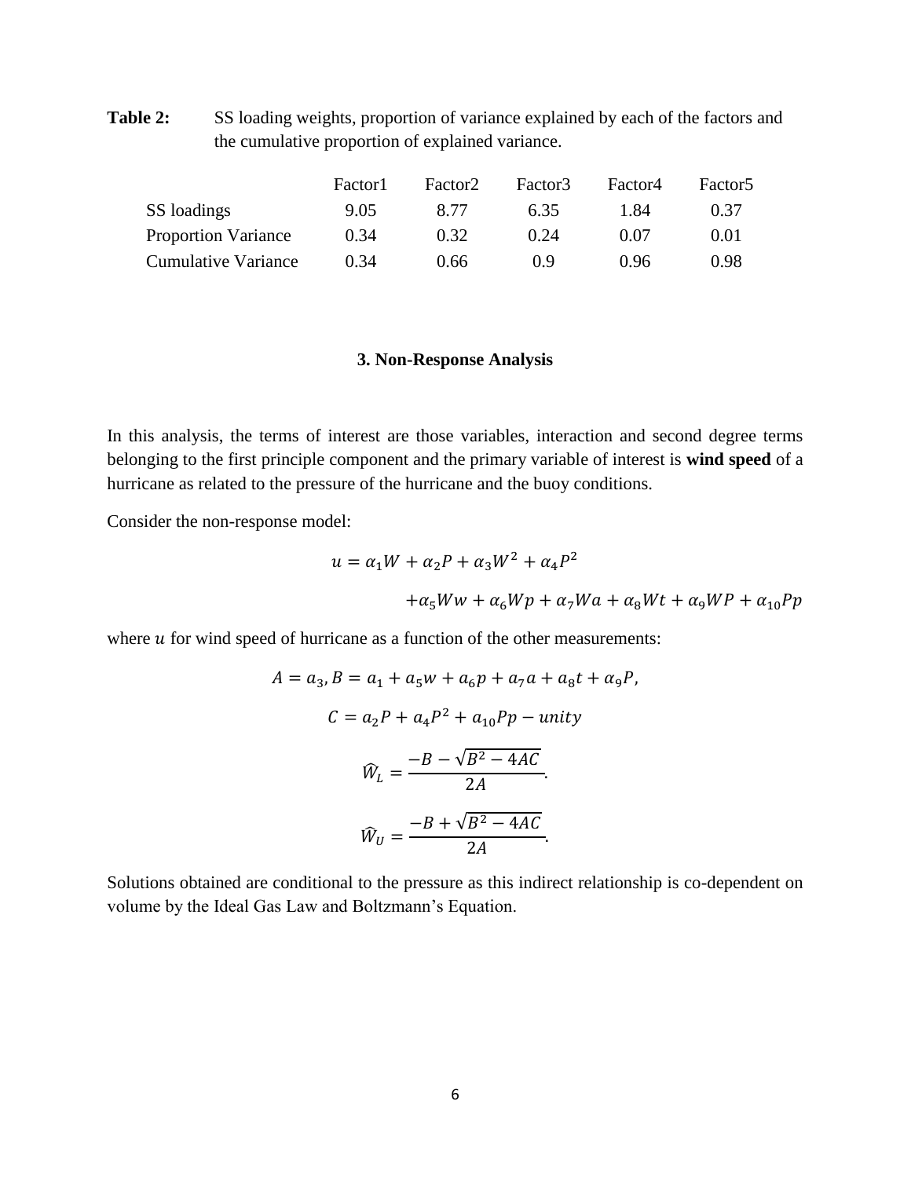**Table 2:** SS loading weights, proportion of variance explained by each of the factors and the cumulative proportion of explained variance.

| | Factor1 | Factor2 | Factor3 | Factor4 | Factor5 |
|---|---|---|---|---|---|
| SS loadings | 9.05 | 8.77 | 6.35 | 1.84 | 0.37 |
| Proportion Variance | 0.34 | 0.32 | 0.24 | 0.07 | 0.01 |
| Cumulative Variance | 0.34 | 0.66 | 0.9 | 0.96 | 0.98 |

### 3. Non-Response Analysis

In this analysis, the terms of interest are those variables, interaction and second degree terms belonging to the first principle component and the primary variable of interest is **wind speed** of a hurricane as related to the pressure of the hurricane and the buoy conditions.

Consider the non-response model:

$$u = \alpha_1 W + \alpha_2 P + \alpha_3 W^2 + \alpha_4 P^2$$

$$+\alpha_5 Ww + \alpha_6 Wp + \alpha_7 Wa + \alpha_8 Wt + \alpha_9 WP + \alpha_{10} Pp$$

where $u$ for wind speed of hurricane as a function of the other measurements:

$$A = a_3, B = a_1 + a_5 w + a_6 p + a_7 a + a_8 t + \alpha_9 P,$$

$$C = a_2 P + a_4 P^2 + a_{10} Pp - unity$$

$$\widehat{W}_L = \frac{-B - \sqrt{B^2 - 4AC}}{2A}.$$

$$\widehat{W}_U = \frac{-B + \sqrt{B^2 - 4AC}}{2A}.$$

Solutions obtained are conditional to the pressure as this indirect relationship is co-dependent on volume by the Ideal Gas Law and Boltzmann's Equation.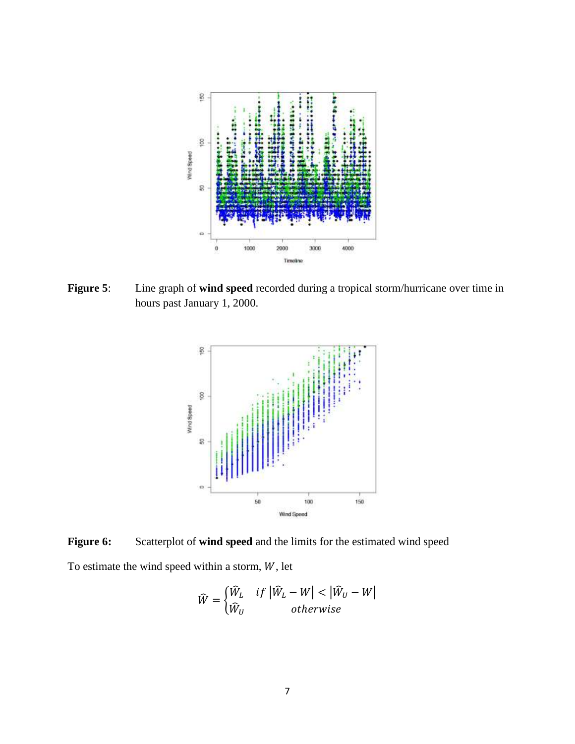**Figure 5**: Line graph of **wind speed** recorded during a tropical storm/hurricane over time in hours past January 1, 2000.

**Figure 6:** Scatterplot of **wind speed** and the limits for the estimated wind speed

To estimate the wind speed within a storm, $W$, let

$$\widehat{W} = \begin{cases} \widehat{W}_L & if \left|\widehat{W}_L - W\right| < \left|\widehat{W}_U - W\right| \\ \widehat{W}_U & otherwise \end{cases}$$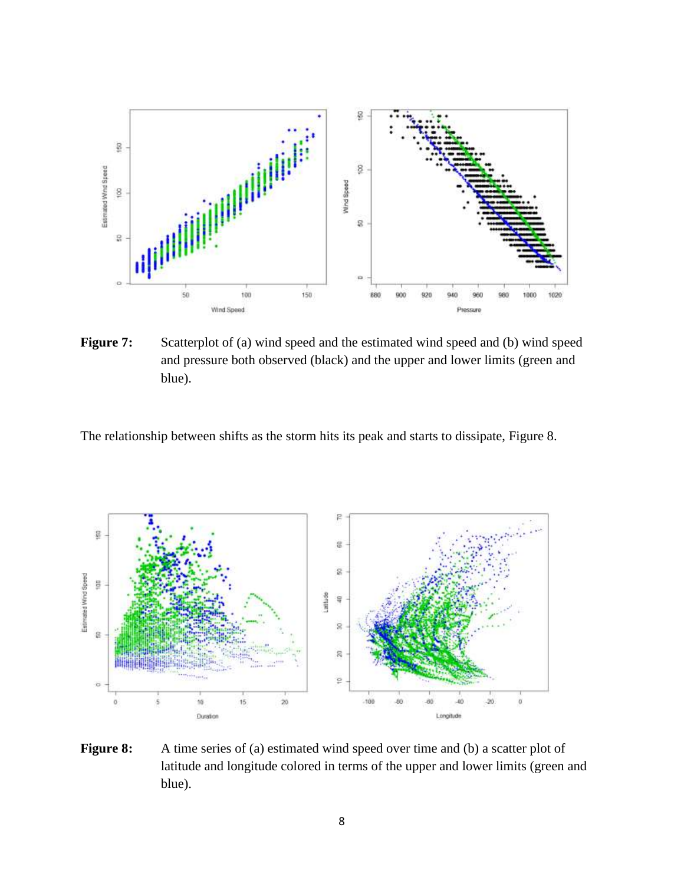**Figure 7:** Scatterplot of (a) wind speed and the estimated wind speed and (b) wind speed and pressure both observed (black) and the upper and lower limits (green and blue).

The relationship between shifts as the storm hits its peak and starts to dissipate, Figure 8.

**Figure 8:** A time series of (a) estimated wind speed over time and (b) a scatter plot of latitude and longitude colored in terms of the upper and lower limits (green and blue).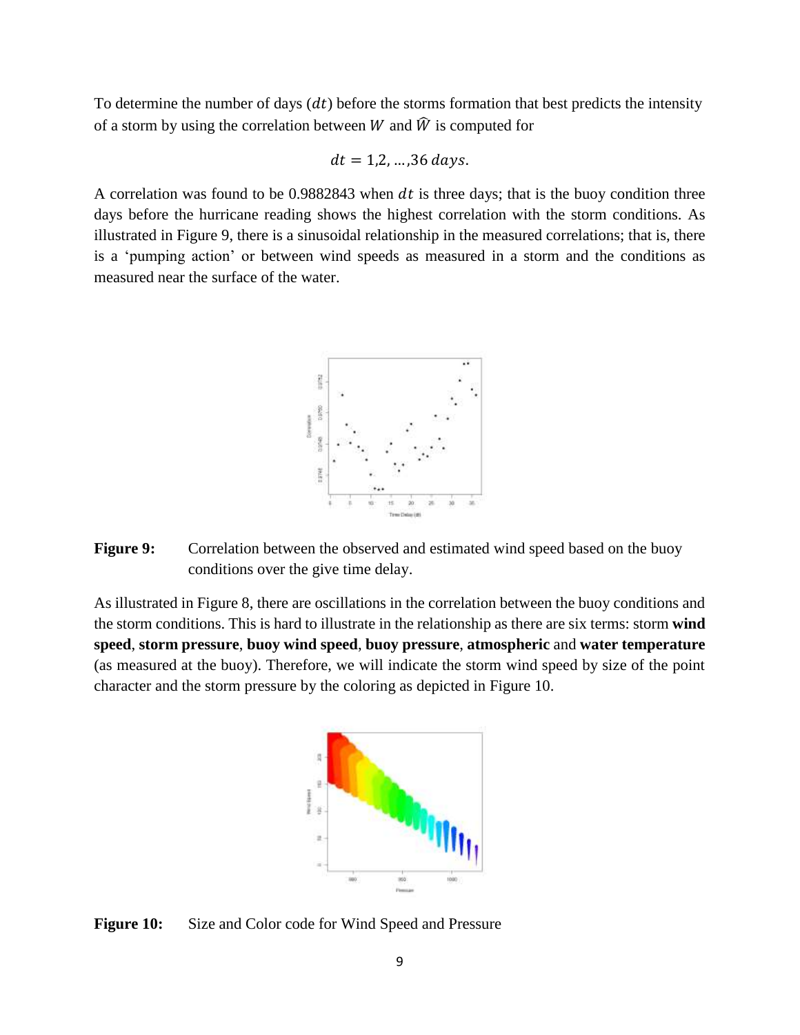To determine the number of days ($dt$) before the storms formation that best predicts the intensity of a storm by using the correlation between $W$ and $\widehat{W}$ is computed for

$$dt = 1,2, \ldots, 36 \; days.$$

A correlation was found to be 0.9882843 when $dt$ is three days; that is the buoy condition three days before the hurricane reading shows the highest correlation with the storm conditions. As illustrated in Figure 9, there is a sinusoidal relationship in the measured correlations; that is, there is a 'pumping action' or between wind speeds as measured in a storm and the conditions as measured near the surface of the water.

**Figure 9:** Correlation between the observed and estimated wind speed based on the buoy conditions over the give time delay.

As illustrated in Figure 8, there are oscillations in the correlation between the buoy conditions and the storm conditions. This is hard to illustrate in the relationship as there are six terms: storm **wind speed**, **storm pressure**, **buoy wind speed**, **buoy pressure**, **atmospheric** and **water temperature** (as measured at the buoy). Therefore, we will indicate the storm wind speed by size of the point character and the storm pressure by the coloring as depicted in Figure 10.

**Figure 10:** Size and Color code for Wind Speed and Pressure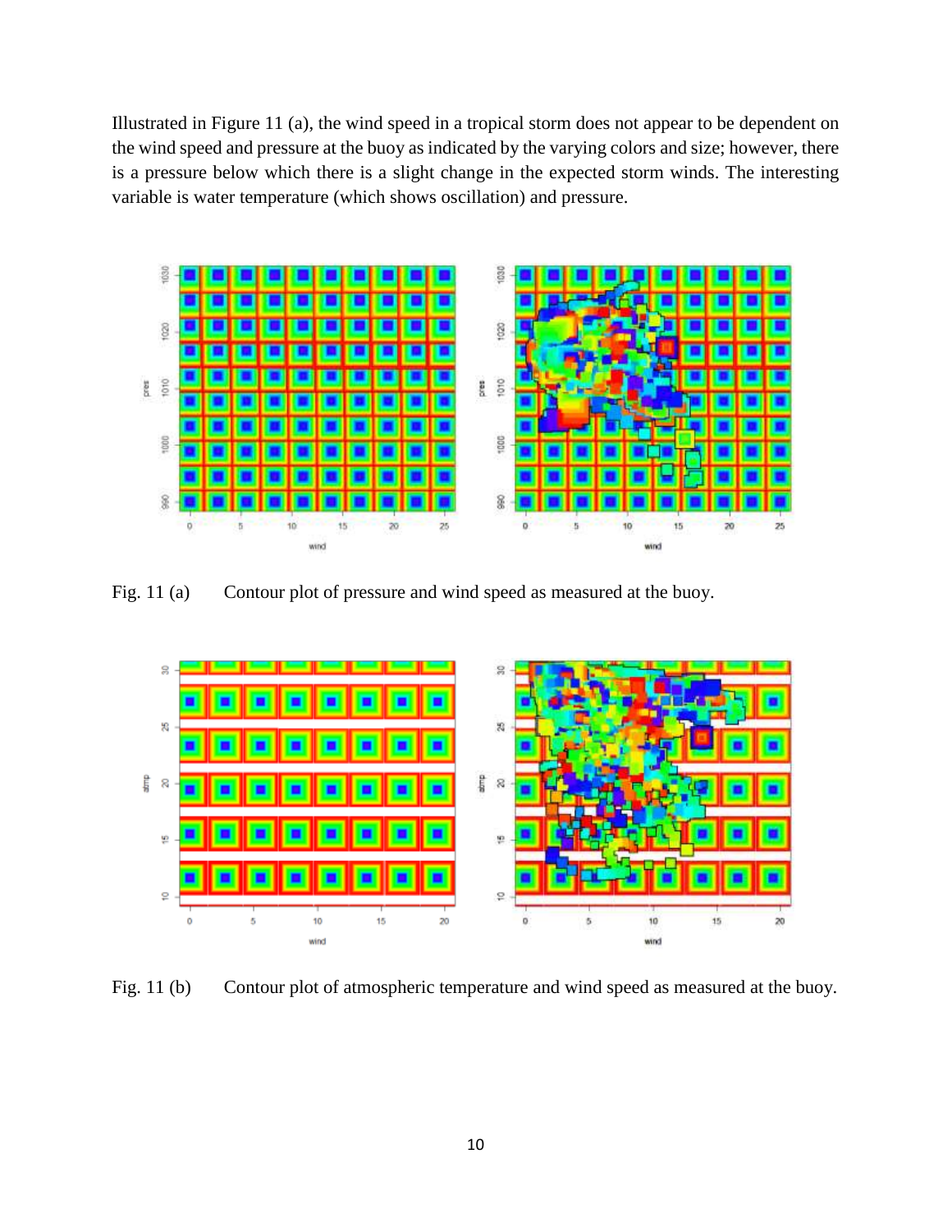Illustrated in Figure 11 (a), the wind speed in a tropical storm does not appear to be dependent on the wind speed and pressure at the buoy as indicated by the varying colors and size; however, there is a pressure below which there is a slight change in the expected storm winds. The interesting variable is water temperature (which shows oscillation) and pressure.

Fig. 11 (a) Contour plot of pressure and wind speed as measured at the buoy.

Fig. 11 (b) Contour plot of atmospheric temperature and wind speed as measured at the buoy.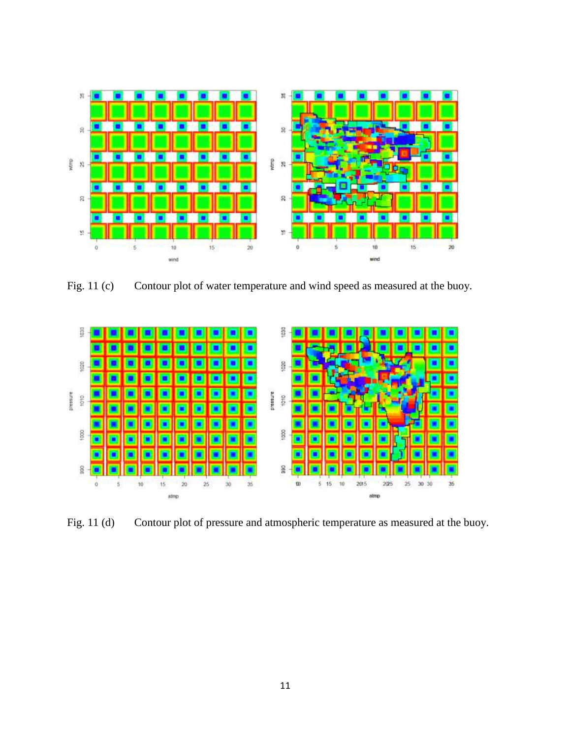Fig. 11 (c) Contour plot of water temperature and wind speed as measured at the buoy.

Fig. 11 (d) Contour plot of pressure and atmospheric temperature as measured at the buoy.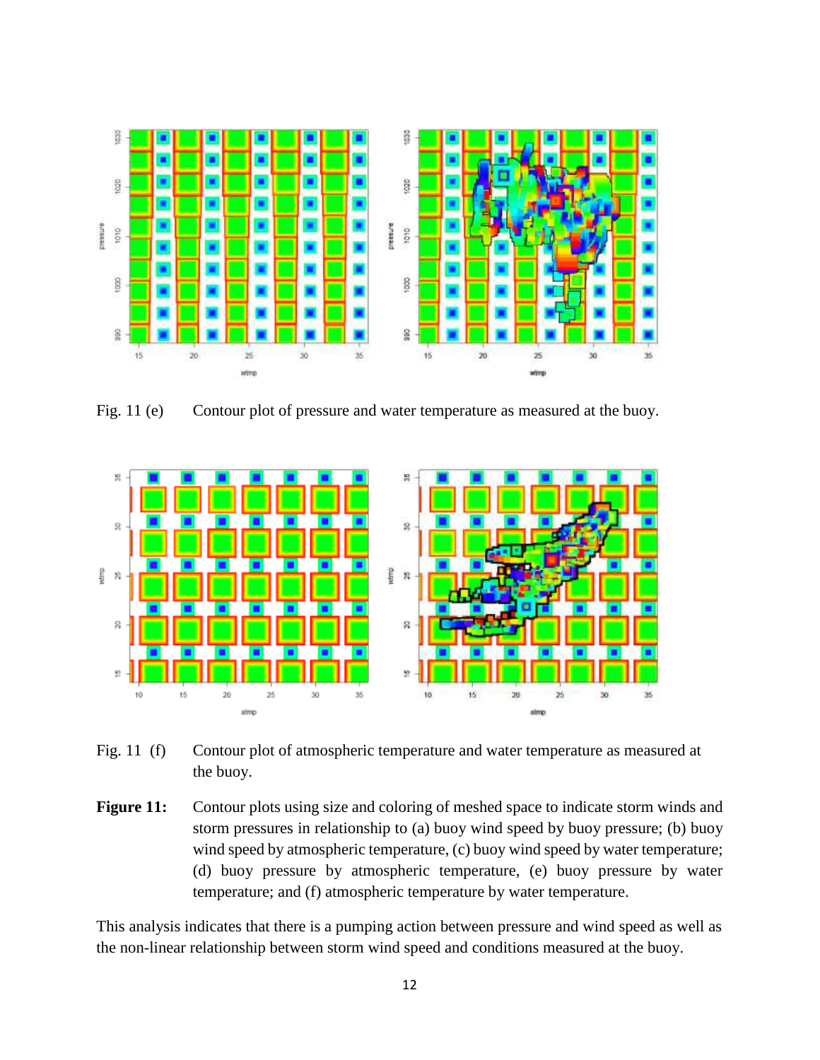Fig. 11 (e) Contour plot of pressure and water temperature as measured at the buoy.

Fig. 11 (f) Contour plot of atmospheric temperature and water temperature as measured at the buoy.

**Figure 11:** Contour plots using size and coloring of meshed space to indicate storm winds and storm pressures in relationship to (a) buoy wind speed by buoy pressure; (b) buoy wind speed by atmospheric temperature, (c) buoy wind speed by water temperature; (d) buoy pressure by atmospheric temperature, (e) buoy pressure by water temperature; and (f) atmospheric temperature by water temperature.

This analysis indicates that there is a pumping action between pressure and wind speed as well as the non-linear relationship between storm wind speed and conditions measured at the buoy.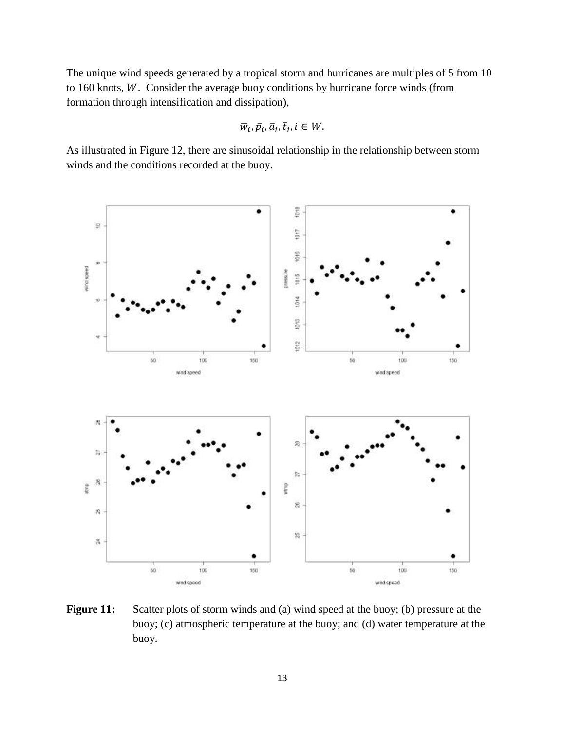The unique wind speeds generated by a tropical storm and hurricanes are multiples of 5 from 10 to 160 knots, $W$. Consider the average buoy conditions by hurricane force winds (from formation through intensification and dissipation),

$$\bar{w}_i, \bar{p}_i, \bar{a}_i, \bar{t}_i, i \in W.$$

As illustrated in Figure 12, there are sinusoidal relationship in the relationship between storm winds and the conditions recorded at the buoy.

**Figure 11:** Scatter plots of storm winds and (a) wind speed at the buoy; (b) pressure at the buoy; (c) atmospheric temperature at the buoy; and (d) water temperature at the buoy.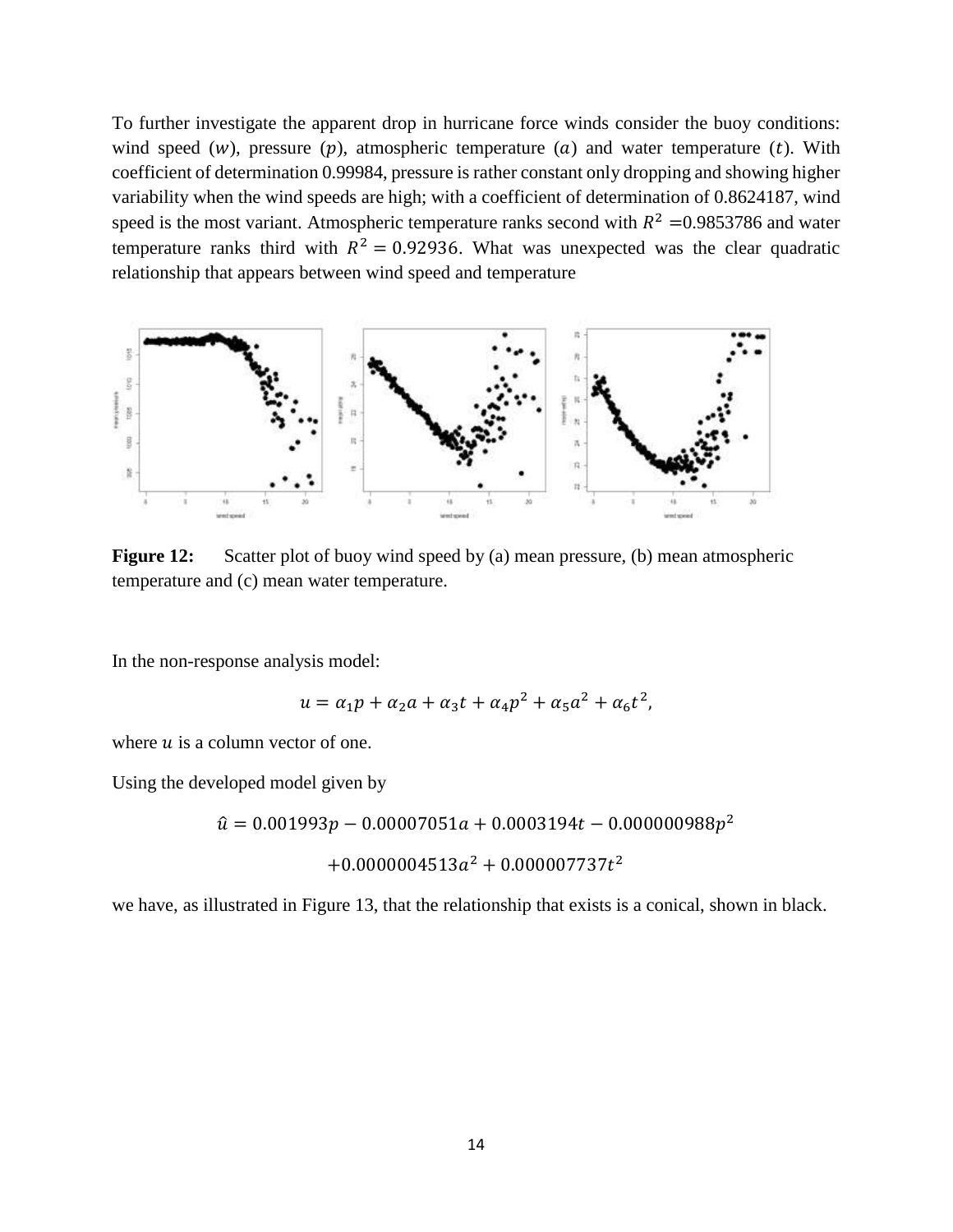To further investigate the apparent drop in hurricane force winds consider the buoy conditions: wind speed ($w$), pressure ($p$), atmospheric temperature ($a$) and water temperature ($t$). With coefficient of determination 0.99984, pressure is rather constant only dropping and showing higher variability when the wind speeds are high; with a coefficient of determination of 0.8624187, wind speed is the most variant. Atmospheric temperature ranks second with $R^2$ =0.9853786 and water temperature ranks third with $R^2 = 0.92936$. What was unexpected was the clear quadratic relationship that appears between wind speed and temperature

**Figure 12:** Scatter plot of buoy wind speed by (a) mean pressure, (b) mean atmospheric temperature and (c) mean water temperature.

In the non-response analysis model:

$$u = \alpha_1 p + \alpha_2 a + \alpha_3 t + \alpha_4 p^2 + \alpha_5 a^2 + \alpha_6 t^2,$$

where $u$ is a column vector of one.

Using the developed model given by

$$\hat{u} = 0.001993p - 0.00007051a + 0.0003194t - 0.000000988p^2$$

$$+0.0000004513a^2 + 0.000007737t^2$$

we have, as illustrated in Figure 13, that the relationship that exists is a conical, shown in black.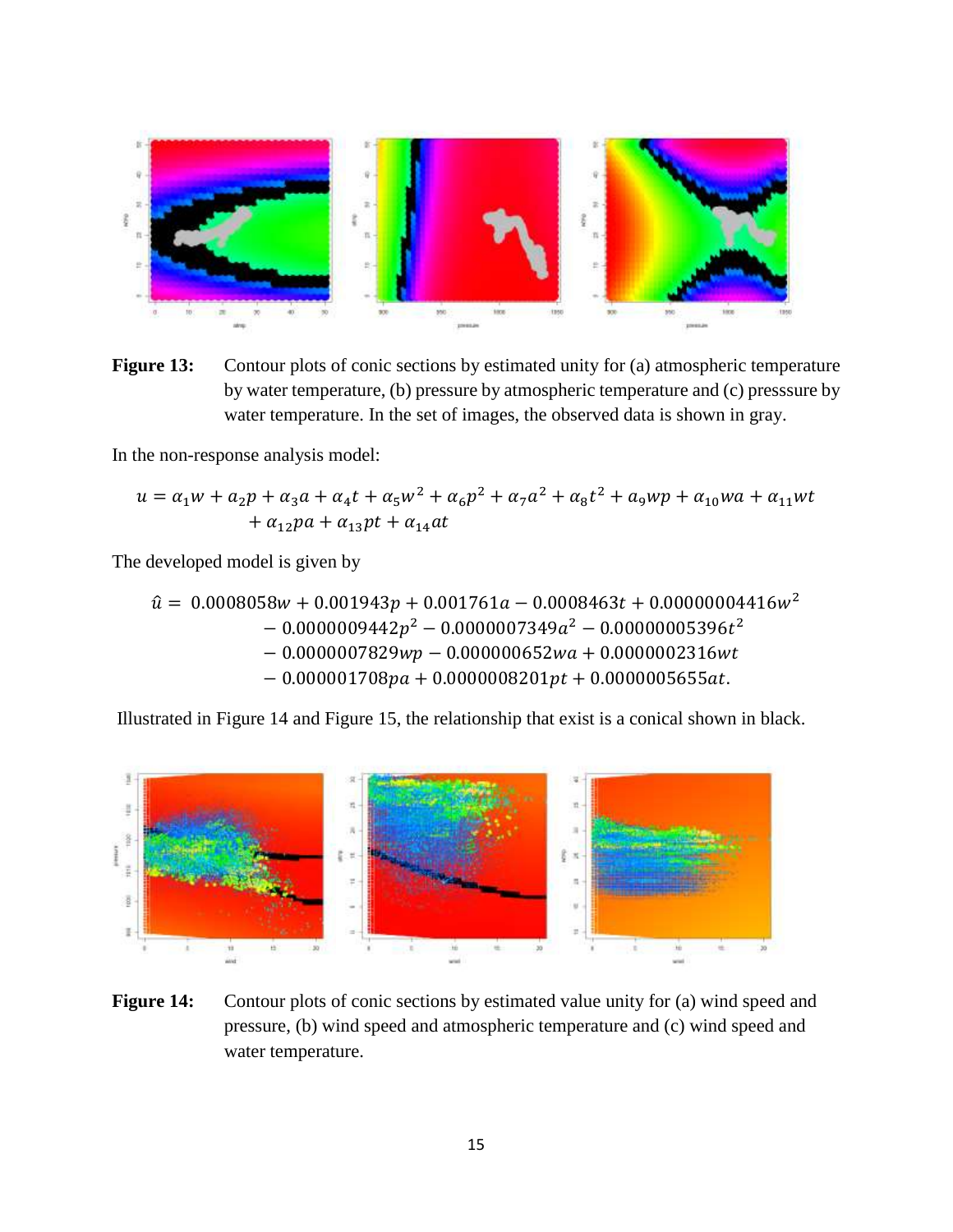**Figure 13:** Contour plots of conic sections by estimated unity for (a) atmospheric temperature by water temperature, (b) pressure by atmospheric temperature and (c) presssure by water temperature. In the set of images, the observed data is shown in gray.

In the non-response analysis model:

$$u = \alpha_1 w + \alpha_2 p + \alpha_3 a + \alpha_4 t + \alpha_5 w^2 + \alpha_6 p^2 + \alpha_7 a^2 + \alpha_8 t^2 + \alpha_9 wp + \alpha_{10} wa + \alpha_{11} wt + \alpha_{12} pa + \alpha_{13} pt + \alpha_{14} at$$

The developed model is given by

$$\begin{aligned}\hat{u} = {} & 0.0008058w + 0.001943p + 0.001761a - 0.0008463t + 0.00000004416w^2 \\ & - 0.0000009442p^2 - 0.0000007349a^2 - 0.00000005396t^2 \\ & - 0.0000007829wp - 0.000000652wa + 0.0000002316wt \\ & - 0.000001708pa + 0.0000008201pt + 0.0000005655at.\end{aligned}$$

Illustrated in Figure 14 and Figure 15, the relationship that exist is a conical shown in black.

**Figure 14:** Contour plots of conic sections by estimated value unity for (a) wind speed and pressure, (b) wind speed and atmospheric temperature and (c) wind speed and water temperature.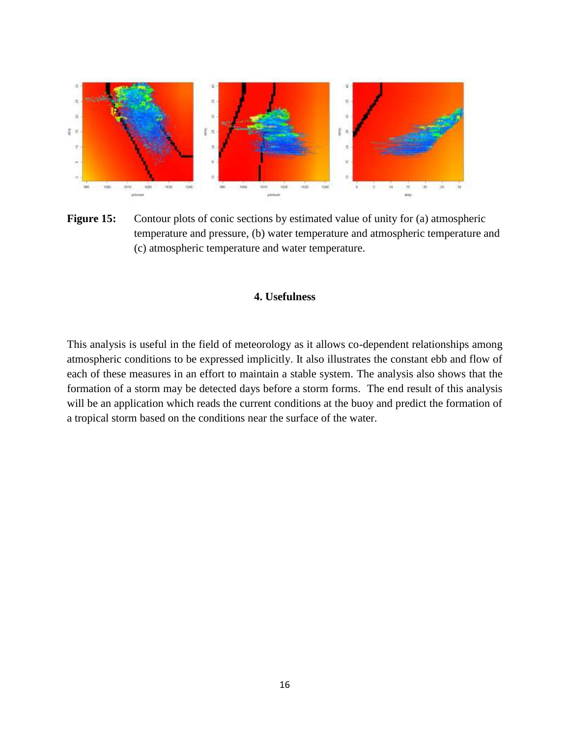**Figure 15:** Contour plots of conic sections by estimated value of unity for (a) atmospheric temperature and pressure, (b) water temperature and atmospheric temperature and (c) atmospheric temperature and water temperature.

## 4. Usefulness

This analysis is useful in the field of meteorology as it allows co-dependent relationships among atmospheric conditions to be expressed implicitly. It also illustrates the constant ebb and flow of each of these measures in an effort to maintain a stable system. The analysis also shows that the formation of a storm may be detected days before a storm forms. The end result of this analysis will be an application which reads the current conditions at the buoy and predict the formation of a tropical storm based on the conditions near the surface of the water.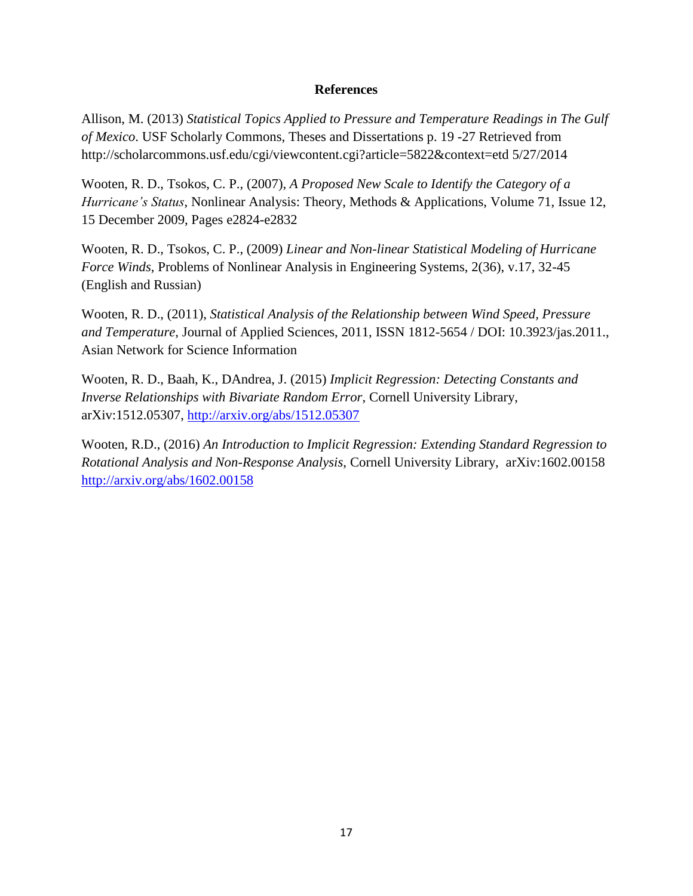## References

Allison, M. (2013) *Statistical Topics Applied to Pressure and Temperature Readings in The Gulf of Mexico*. USF Scholarly Commons, Theses and Dissertations p. 19 -27 Retrieved from http://scholarcommons.usf.edu/cgi/viewcontent.cgi?article=5822&context=etd 5/27/2014

Wooten, R. D., Tsokos, C. P., (2007), *A Proposed New Scale to Identify the Category of a Hurricane's Status*, Nonlinear Analysis: Theory, Methods & Applications, Volume 71, Issue 12, 15 December 2009, Pages e2824-e2832

Wooten, R. D., Tsokos, C. P., (2009) *Linear and Non-linear Statistical Modeling of Hurricane Force Winds*, Problems of Nonlinear Analysis in Engineering Systems, 2(36), v.17, 32-45 (English and Russian)

Wooten, R. D., (2011), *Statistical Analysis of the Relationship between Wind Speed, Pressure and Temperature*, Journal of Applied Sciences, 2011, ISSN 1812-5654 / DOI: 10.3923/jas.2011., Asian Network for Science Information

Wooten, R. D., Baah, K., DAndrea, J. (2015) *Implicit Regression: Detecting Constants and Inverse Relationships with Bivariate Random Error*, Cornell University Library, arXiv:1512.05307, http://arxiv.org/abs/1512.05307

Wooten, R.D., (2016) *An Introduction to Implicit Regression: Extending Standard Regression to Rotational Analysis and Non-Response Analysis*, Cornell University Library, arXiv:1602.00158 http://arxiv.org/abs/1602.00158